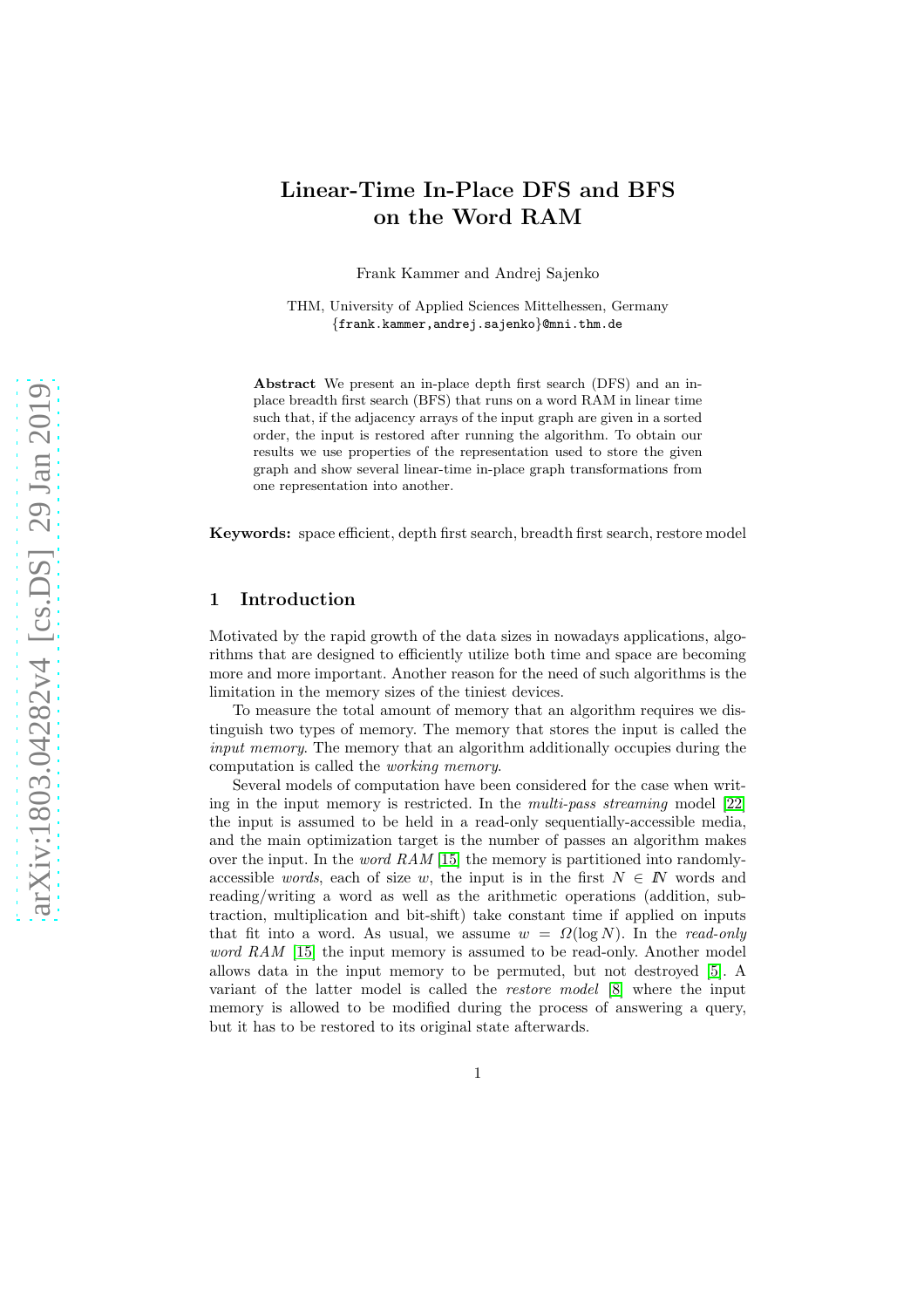# Linear-Time In-Place DFS and BFS on the Word RAM

Frank Kammer and Andrej Sajenko

THM, University of Applied Sciences Mittelhessen, Germany
{frank.kammer,andrej.sajenko}@mni.thm.de

**Abstract** We present an in-place depth first search (DFS) and an in-place breadth first search (BFS) that runs on a word RAM in linear time such that, if the adjacency arrays of the input graph are given in a sorted order, the input is restored after running the algorithm. To obtain our results we use properties of the representation used to store the given graph and show several linear-time in-place graph transformations from one representation into another.

**Keywords:** space efficient, depth first search, breadth first search, restore model

## 1 Introduction

Motivated by the rapid growth of the data sizes in nowadays applications, algorithms that are designed to efficiently utilize both time and space are becoming more and more important. Another reason for the need of such algorithms is the limitation in the memory sizes of the tiniest devices.

To measure the total amount of memory that an algorithm requires we distinguish two types of memory. The memory that stores the input is called the *input memory*. The memory that an algorithm additionally occupies during the computation is called the *working memory*.

Several models of computation have been considered for the case when writing in the input memory is restricted. In the *multi-pass streaming* model [22] the input is assumed to be held in a read-only sequentially-accessible media, and the main optimization target is the number of passes an algorithm makes over the input. In the *word RAM* [15] the memory is partitioned into randomly-accessible *words*, each of size $w$, the input is in the first $N \in \mathbb{N}$ words and reading/writing a word as well as the arithmetic operations (addition, subtraction, multiplication and bit-shift) take constant time if applied on inputs that fit into a word. As usual, we assume $w = \Omega(\log N)$. In the *read-only word RAM* [15] the input memory is assumed to be read-only. Another model allows data in the input memory to be permuted, but not destroyed [5]. A variant of the latter model is called the *restore model* [8] where the input memory is allowed to be modified during the process of answering a query, but it has to be restored to its original state afterwards.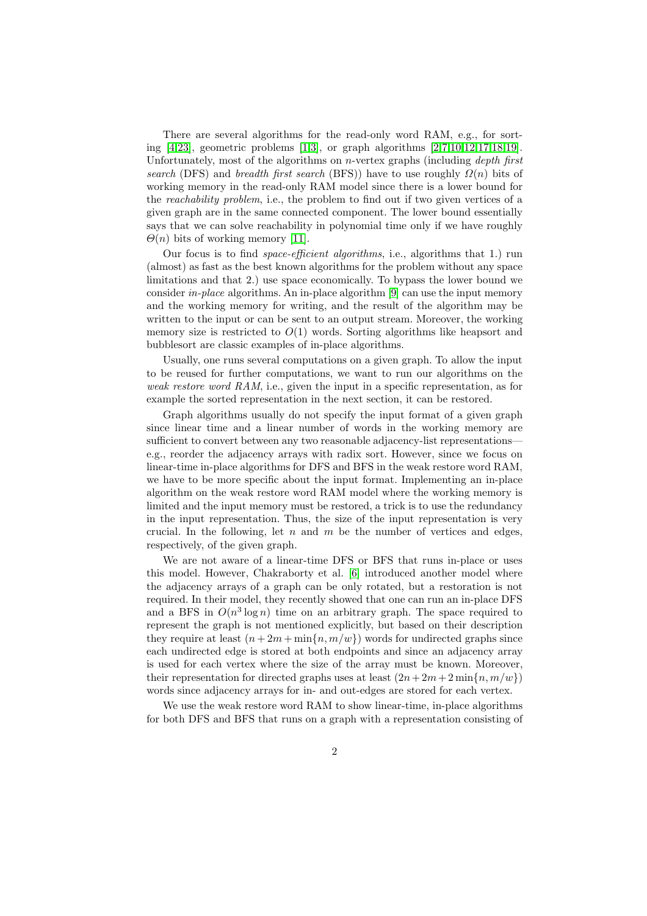There are several algorithms for the read-only word RAM, e.g., for sorting [4,23], geometric problems [1,3], or graph algorithms [2,7,10,12,17,18,19]. Unfortunately, most of the algorithms on $n$-vertex graphs (including *depth first search* (DFS) and *breadth first search* (BFS)) have to use roughly $\Omega(n)$ bits of working memory in the read-only RAM model since there is a lower bound for the *reachability problem*, i.e., the problem to find out if two given vertices of a given graph are in the same connected component. The lower bound essentially says that we can solve reachability in polynomial time only if we have roughly $\Theta(n)$ bits of working memory [11].

Our focus is to find *space-efficient algorithms*, i.e., algorithms that 1.) run (almost) as fast as the best known algorithms for the problem without any space limitations and that 2.) use space economically. To bypass the lower bound we consider *in-place* algorithms. An in-place algorithm [9] can use the input memory and the working memory for writing, and the result of the algorithm may be written to the input or can be sent to an output stream. Moreover, the working memory size is restricted to $O(1)$ words. Sorting algorithms like heapsort and bubblesort are classic examples of in-place algorithms.

Usually, one runs several computations on a given graph. To allow the input to be reused for further computations, we want to run our algorithms on the *weak restore word RAM*, i.e., given the input in a specific representation, as for example the sorted representation in the next section, it can be restored.

Graph algorithms usually do not specify the input format of a given graph since linear time and a linear number of words in the working memory are sufficient to convert between any two reasonable adjacency-list representations—e.g., reorder the adjacency arrays with radix sort. However, since we focus on linear-time in-place algorithms for DFS and BFS in the weak restore word RAM, we have to be more specific about the input format. Implementing an in-place algorithm on the weak restore word RAM model where the working memory is limited and the input memory must be restored, a trick is to use the redundancy in the input representation. Thus, the size of the input representation is very crucial. In the following, let $n$ and $m$ be the number of vertices and edges, respectively, of the given graph.

We are not aware of a linear-time DFS or BFS that runs in-place or uses this model. However, Chakraborty et al. [6] introduced another model where the adjacency arrays of a graph can be only rotated, but a restoration is not required. In their model, they recently showed that one can run an in-place DFS and a BFS in $O(n^3 \log n)$ time on an arbitrary graph. The space required to represent the graph is not mentioned explicitly, but based on their description they require at least $(n + 2m + \min\{n, m/w\})$ words for undirected graphs since each undirected edge is stored at both endpoints and since an adjacency array is used for each vertex where the size of the array must be known. Moreover, their representation for directed graphs uses at least $(2n + 2m + 2\min\{n, m/w\})$ words since adjacency arrays for in- and out-edges are stored for each vertex.

We use the weak restore word RAM to show linear-time, in-place algorithms for both DFS and BFS that runs on a graph with a representation consisting of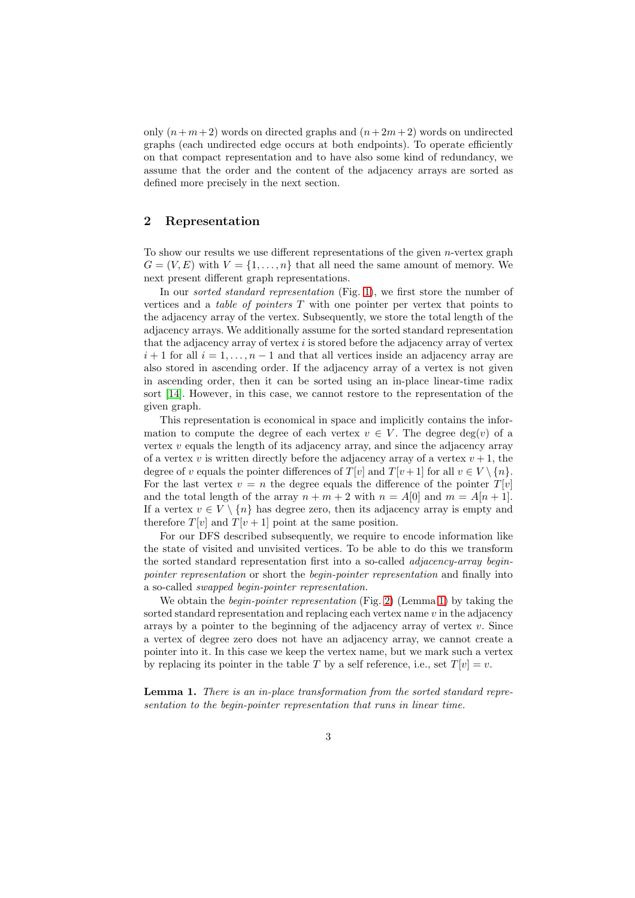only $(n+m+2)$ words on directed graphs and $(n+2m+2)$ words on undirected graphs (each undirected edge occurs at both endpoints). To operate efficiently on that compact representation and to have also some kind of redundancy, we assume that the order and the content of the adjacency arrays are sorted as defined more precisely in the next section.

## 2 Representation

To show our results we use different representations of the given $n$-vertex graph $G = (V, E)$ with $V = \{1, \ldots, n\}$ that all need the same amount of memory. We next present different graph representations.

In our *sorted standard representation* (Fig. 1), we first store the number of vertices and a *table of pointers* $T$ with one pointer per vertex that points to the adjacency array of the vertex. Subsequently, we store the total length of the adjacency arrays. We additionally assume for the sorted standard representation that the adjacency array of vertex $i$ is stored before the adjacency array of vertex $i+1$ for all $i = 1, \ldots, n-1$ and that all vertices inside an adjacency array are also stored in ascending order. If the adjacency array of a vertex is not given in ascending order, then it can be sorted using an in-place linear-time radix sort [14]. However, in this case, we cannot restore to the representation of the given graph.

This representation is economical in space and implicitly contains the information to compute the degree of each vertex $v \in V$. The degree $\deg(v)$ of a vertex $v$ equals the length of its adjacency array, and since the adjacency array of a vertex $v$ is written directly before the adjacency array of a vertex $v+1$, the degree of $v$ equals the pointer differences of $T[v]$ and $T[v+1]$ for all $v \in V \setminus \{n\}$. For the last vertex $v = n$ the degree equals the difference of the pointer $T[v]$ and the total length of the array $n+m+2$ with $n = A[0]$ and $m = A[n+1]$. If a vertex $v \in V \setminus \{n\}$ has degree zero, then its adjacency array is empty and therefore $T[v]$ and $T[v+1]$ point at the same position.

For our DFS described subsequently, we require to encode information like the state of visited and unvisited vertices. To be able to do this we transform the sorted standard representation first into a so-called *adjacency-array begin-pointer representation* or short the *begin-pointer representation* and finally into a so-called *swapped begin-pointer representation*.

We obtain the *begin-pointer representation* (Fig. 2) (Lemma 1) by taking the sorted standard representation and replacing each vertex name $v$ in the adjacency arrays by a pointer to the beginning of the adjacency array of vertex $v$. Since a vertex of degree zero does not have an adjacency array, we cannot create a pointer into it. In this case we keep the vertex name, but we mark such a vertex by replacing its pointer in the table $T$ by a self reference, i.e., set $T[v] = v$.

**Lemma 1.** *There is an in-place transformation from the sorted standard representation to the begin-pointer representation that runs in linear time.*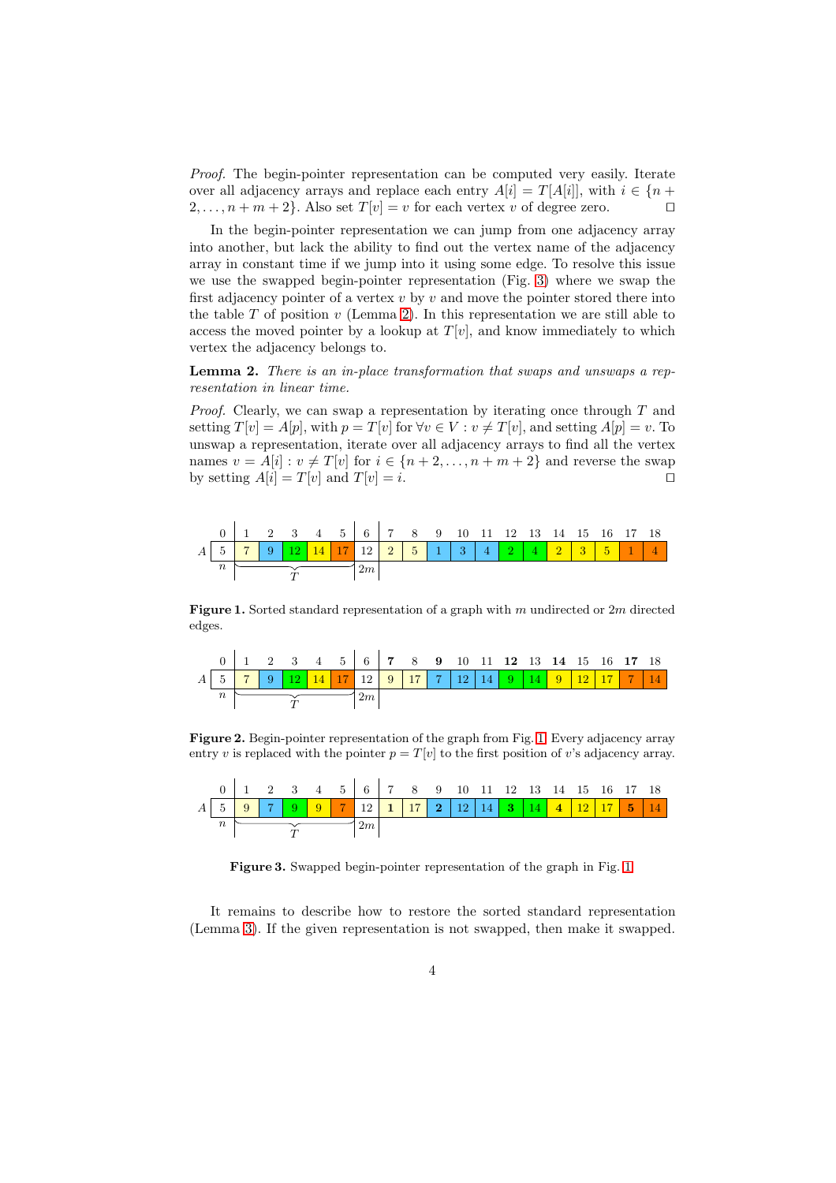*Proof.* The begin-pointer representation can be computed very easily. Iterate over all adjacency arrays and replace each entry $A[i] = T[A[i]]$, with $i \in \{n+2, \ldots, n+m+2\}$. Also set $T[v] = v$ for each vertex $v$ of degree zero. □

In the begin-pointer representation we can jump from one adjacency array into another, but lack the ability to find out the vertex name of the adjacency array in constant time if we jump into it using some edge. To resolve this issue we use the swapped begin-pointer representation (Fig. 3) where we swap the first adjacency pointer of a vertex $v$ by $v$ and move the pointer stored there into the table $T$ of position $v$ (Lemma 2). In this representation we are still able to access the moved pointer by a lookup at $T[v]$, and know immediately to which vertex the adjacency belongs to.

**Lemma 2.** *There is an in-place transformation that swaps and unswaps a representation in linear time.*

*Proof.* Clearly, we can swap a representation by iterating once through $T$ and setting $T[v] = A[p]$, with $p = T[v]$ for $\forall v \in V : v \neq T[v]$, and setting $A[p] = v$. To unswap a representation, iterate over all adjacency arrays to find all the vertex names $v = A[i] : v \neq T[v]$ for $i \in \{n+2, \ldots, n+m+2\}$ and reverse the swap by setting $A[i] = T[v]$ and $T[v] = i$. □

| | 0 | 1 | 2 | 3 | 4 | 5 | 6 | 7 | 8 | 9 | 10 | 11 | 12 | 13 | 14 | 15 | 16 | 17 | 18 |
|---|---|---|---|---|---|---|---|---|---|---|---|---|---|---|---|---|---|---|---|
| $A$ | 5 | 7 | 9 | 12 | 14 | 17 | 12 | 2 | 5 | 1 | 3 | 4 | 2 | 4 | 2 | 3 | 5 | 1 | 4 |
| | $n$ | $T$ | | | | | $2m$ | | | | | | | | | | | | |

**Figure 1.** Sorted standard representation of a graph with $m$ undirected or $2m$ directed edges.

| | 0 | 1 | 2 | 3 | 4 | 5 | 6 | **7** | 8 | **9** | 10 | 11 | **12** | 13 | **14** | 15 | 16 | **17** | 18 |
|---|---|---|---|---|---|---|---|---|---|---|---|---|---|---|---|---|---|---|---|
| $A$ | 5 | 7 | 9 | 12 | 14 | 17 | 12 | 9 | 17 | 7 | 12 | 14 | 9 | 14 | 9 | 12 | 17 | 7 | 14 |
| | $n$ | $T$ | | | | | $2m$ | | | | | | | | | | | | |

**Figure 2.** Begin-pointer representation of the graph from Fig. 1. Every adjacency array entry $v$ is replaced with the pointer $p = T[v]$ to the first position of $v$'s adjacency array.

| | 0 | 1 | 2 | 3 | 4 | 5 | 6 | 7 | 8 | 9 | 10 | 11 | 12 | 13 | 14 | 15 | 16 | 17 | 18 |
|---|---|---|---|---|---|---|---|---|---|---|---|---|---|---|---|---|---|---|---|
| $A$ | 5 | 9 | 7 | 9 | 9 | 7 | 12 | **1** | 17 | **2** | 12 | 14 | **3** | 14 | **4** | 12 | 17 | **5** | 14 |
| | $n$ | $T$ | | | | | $2m$ | | | | | | | | | | | | |

**Figure 3.** Swapped begin-pointer representation of the graph in Fig. 1.

It remains to describe how to restore the sorted standard representation (Lemma 3). If the given representation is not swapped, then make it swapped.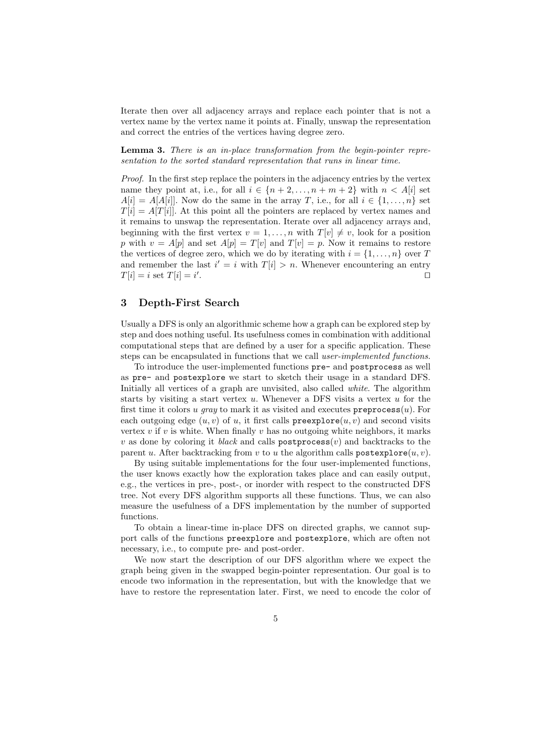Iterate then over all adjacency arrays and replace each pointer that is not a vertex name by the vertex name it points at. Finally, unswap the representation and correct the entries of the vertices having degree zero.

**Lemma 3.** *There is an in-place transformation from the begin-pointer representation to the sorted standard representation that runs in linear time.*

*Proof.* In the first step replace the pointers in the adjacency entries by the vertex name they point at, i.e., for all $i \in \{n+2, \ldots, n+m+2\}$ with $n < A[i]$ set $A[i] = A[A[i]]$. Now do the same in the array $T$, i.e., for all $i \in \{1, \ldots, n\}$ set $T[i] = A[T[i]]$. At this point all the pointers are replaced by vertex names and it remains to unswap the representation. Iterate over all adjacency arrays and, beginning with the first vertex $v = 1, \ldots, n$ with $T[v] \neq v$, look for a position $p$ with $v = A[p]$ and set $A[p] = T[v]$ and $T[v] = p$. Now it remains to restore the vertices of degree zero, which we do by iterating with $i = \{1, \ldots, n\}$ over $T$ and remember the last $i' = i$ with $T[i] > n$. Whenever encountering an entry $T[i] = i$ set $T[i] = i'$. ◻

## 3 Depth-First Search

Usually a DFS is only an algorithmic scheme how a graph can be explored step by step and does nothing useful. Its usefulness comes in combination with additional computational steps that are defined by a user for a specific application. These steps can be encapsulated in functions that we call *user-implemented functions*.

To introduce the user-implemented functions `pre-` and `postprocess` as well as `pre-` and `postexplore` we start to sketch their usage in a standard DFS. Initially all vertices of a graph are unvisited, also called *white*. The algorithm starts by visiting a start vertex $u$. Whenever a DFS visits a vertex $u$ for the first time it colors $u$ *gray* to mark it as visited and executes `preprocess`$(u)$. For each outgoing edge $(u, v)$ of $u$, it first calls `preexplore`$(u, v)$ and second visits vertex $v$ if $v$ is white. When finally $v$ has no outgoing white neighbors, it marks $v$ as done by coloring it *black* and calls `postprocess`$(v)$ and backtracks to the parent $u$. After backtracking from $v$ to $u$ the algorithm calls `postexplore`$(u, v)$.

By using suitable implementations for the four user-implemented functions, the user knows exactly how the exploration takes place and can easily output, e.g., the vertices in pre-, post-, or inorder with respect to the constructed DFS tree. Not every DFS algorithm supports all these functions. Thus, we can also measure the usefulness of a DFS implementation by the number of supported functions.

To obtain a linear-time in-place DFS on directed graphs, we cannot support calls of the functions `preexplore` and `postexplore`, which are often not necessary, i.e., to compute pre- and post-order.

We now start the description of our DFS algorithm where we expect the graph being given in the swapped begin-pointer representation. Our goal is to encode two information in the representation, but with the knowledge that we have to restore the representation later. First, we need to encode the color of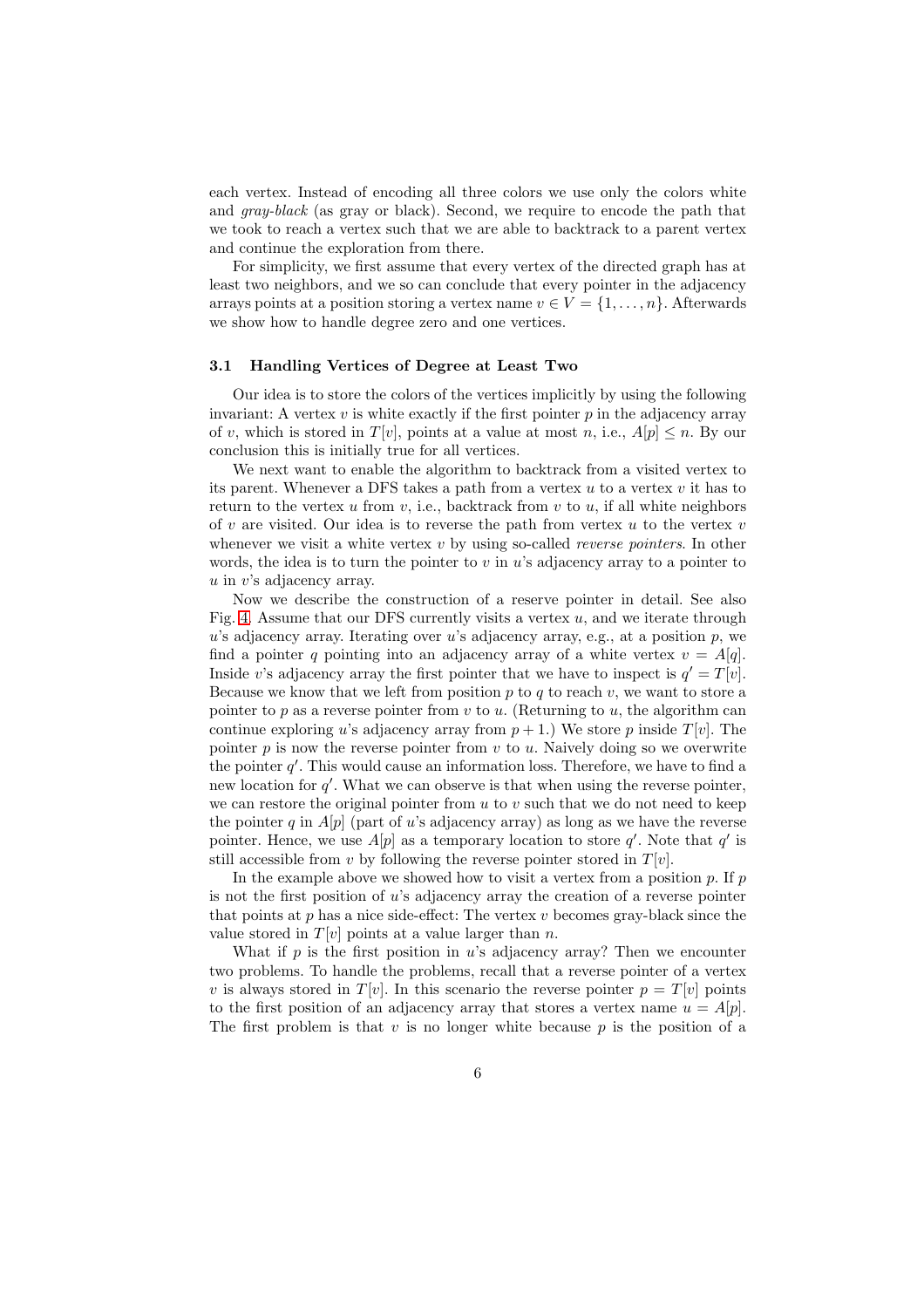each vertex. Instead of encoding all three colors we use only the colors white and *gray-black* (as gray or black). Second, we require to encode the path that we took to reach a vertex such that we are able to backtrack to a parent vertex and continue the exploration from there.

For simplicity, we first assume that every vertex of the directed graph has at least two neighbors, and we so can conclude that every pointer in the adjacency arrays points at a position storing a vertex name $v \in V = \{1, \ldots, n\}$. Afterwards we show how to handle degree zero and one vertices.

### 3.1 Handling Vertices of Degree at Least Two

Our idea is to store the colors of the vertices implicitly by using the following invariant: A vertex $v$ is white exactly if the first pointer $p$ in the adjacency array of $v$, which is stored in $T[v]$, points at a value at most $n$, i.e., $A[p] \leq n$. By our conclusion this is initially true for all vertices.

We next want to enable the algorithm to backtrack from a visited vertex to its parent. Whenever a DFS takes a path from a vertex $u$ to a vertex $v$ it has to return to the vertex $u$ from $v$, i.e., backtrack from $v$ to $u$, if all white neighbors of $v$ are visited. Our idea is to reverse the path from vertex $u$ to the vertex $v$ whenever we visit a white vertex $v$ by using so-called *reverse pointers*. In other words, the idea is to turn the pointer to $v$ in $u$'s adjacency array to a pointer to $u$ in $v$'s adjacency array.

Now we describe the construction of a reserve pointer in detail. See also Fig. 4. Assume that our DFS currently visits a vertex $u$, and we iterate through $u$'s adjacency array. Iterating over $u$'s adjacency array, e.g., at a position $p$, we find a pointer $q$ pointing into an adjacency array of a white vertex $v = A[q]$. Inside $v$'s adjacency array the first pointer that we have to inspect is $q' = T[v]$. Because we know that we left from position $p$ to $q$ to reach $v$, we want to store a pointer to $p$ as a reverse pointer from $v$ to $u$. (Returning to $u$, the algorithm can continue exploring $u$'s adjacency array from $p + 1$.) We store $p$ inside $T[v]$. The pointer $p$ is now the reverse pointer from $v$ to $u$. Naively doing so we overwrite the pointer $q'$. This would cause an information loss. Therefore, we have to find a new location for $q'$. What we can observe is that when using the reverse pointer, we can restore the original pointer from $u$ to $v$ such that we do not need to keep the pointer $q$ in $A[p]$ (part of $u$'s adjacency array) as long as we have the reverse pointer. Hence, we use $A[p]$ as a temporary location to store $q'$. Note that $q'$ is still accessible from $v$ by following the reverse pointer stored in $T[v]$.

In the example above we showed how to visit a vertex from a position $p$. If $p$ is not the first position of $u$'s adjacency array the creation of a reverse pointer that points at $p$ has a nice side-effect: The vertex $v$ becomes gray-black since the value stored in $T[v]$ points at a value larger than $n$.

What if $p$ is the first position in $u$'s adjacency array? Then we encounter two problems. To handle the problems, recall that a reverse pointer of a vertex $v$ is always stored in $T[v]$. In this scenario the reverse pointer $p = T[v]$ points to the first position of an adjacency array that stores a vertex name $u = A[p]$. The first problem is that $v$ is no longer white because $p$ is the position of a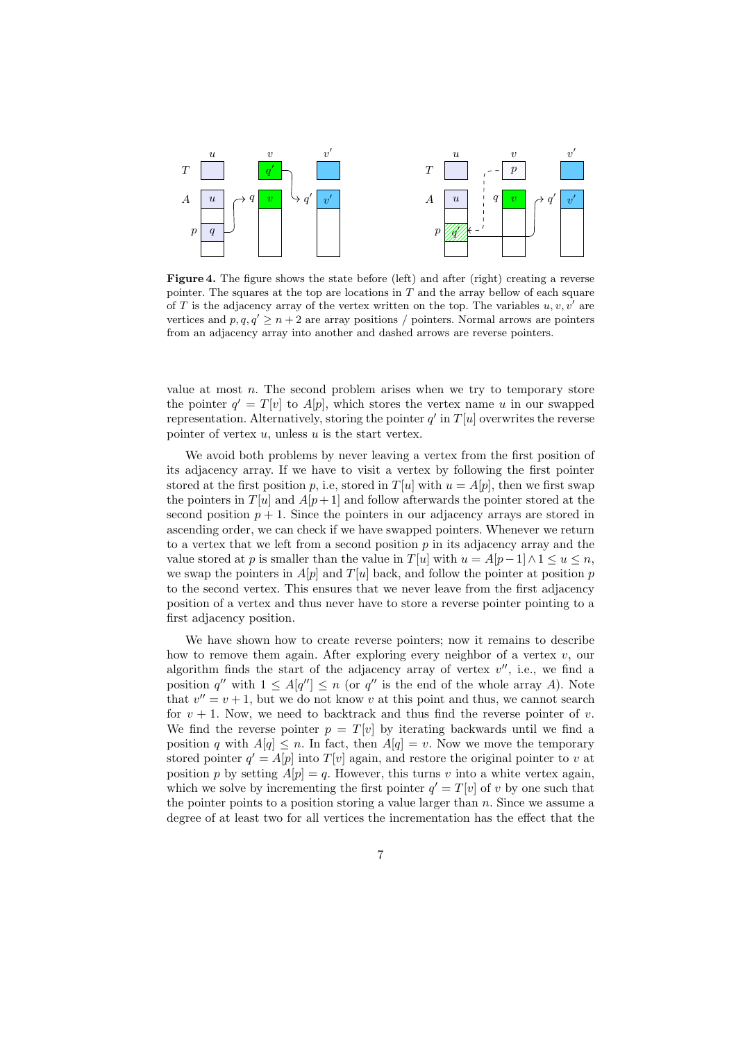**Figure 4.** The figure shows the state before (left) and after (right) creating a reverse pointer. The squares at the top are locations in $T$ and the array bellow of each square of $T$ is the adjacency array of the vertex written on the top. The variables $u, v, v'$ are vertices and $p, q, q' \geq n+2$ are array positions / pointers. Normal arrows are pointers from an adjacency array into another and dashed arrows are reverse pointers.

value at most $n$. The second problem arises when we try to temporary store the pointer $q' = T[v]$ to $A[p]$, which stores the vertex name $u$ in our swapped representation. Alternatively, storing the pointer $q'$ in $T[u]$ overwrites the reverse pointer of vertex $u$, unless $u$ is the start vertex.

We avoid both problems by never leaving a vertex from the first position of its adjacency array. If we have to visit a vertex by following the first pointer stored at the first position $p$, i.e, stored in $T[u]$ with $u = A[p]$, then we first swap the pointers in $T[u]$ and $A[p+1]$ and follow afterwards the pointer stored at the second position $p+1$. Since the pointers in our adjacency arrays are stored in ascending order, we can check if we have swapped pointers. Whenever we return to a vertex that we left from a second position $p$ in its adjacency array and the value stored at $p$ is smaller than the value in $T[u]$ with $u = A[p-1] \wedge 1 \leq u \leq n$, we swap the pointers in $A[p]$ and $T[u]$ back, and follow the pointer at position $p$ to the second vertex. This ensures that we never leave from the first adjacency position of a vertex and thus never have to store a reverse pointer pointing to a first adjacency position.

We have shown how to create reverse pointers; now it remains to describe how to remove them again. After exploring every neighbor of a vertex $v$, our algorithm finds the start of the adjacency array of vertex $v''$, i.e., we find a position $q''$ with $1 \leq A[q''] \leq n$ (or $q''$ is the end of the whole array $A$). Note that $v'' = v + 1$, but we do not know $v$ at this point and thus, we cannot search for $v+1$. Now, we need to backtrack and thus find the reverse pointer of $v$. We find the reverse pointer $p = T[v]$ by iterating backwards until we find a position $q$ with $A[q] \leq n$. In fact, then $A[q] = v$. Now we move the temporary stored pointer $q' = A[p]$ into $T[v]$ again, and restore the original pointer to $v$ at position $p$ by setting $A[p] = q$. However, this turns $v$ into a white vertex again, which we solve by incrementing the first pointer $q' = T[v]$ of $v$ by one such that the pointer points to a position storing a value larger than $n$. Since we assume a degree of at least two for all vertices the incrementation has the effect that the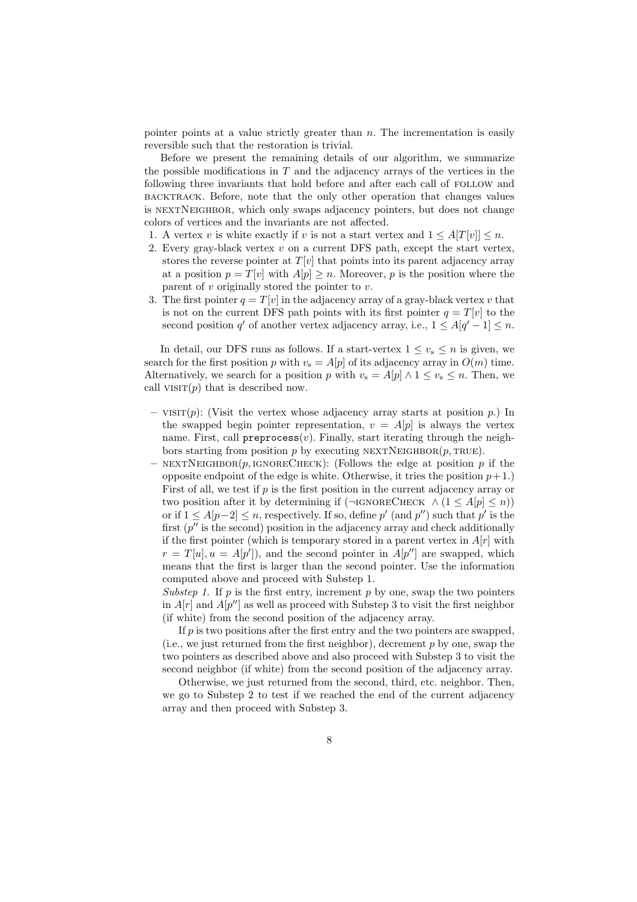pointer points at a value strictly greater than $n$. The incrementation is easily reversible such that the restoration is trivial.

Before we present the remaining details of our algorithm, we summarize the possible modifications in $T$ and the adjacency arrays of the vertices in the following three invariants that hold before and after each call of FOLLOW and BACKTRACK. Before, note that the only other operation that changes values is NEXTNEIGHBOR, which only swaps adjacency pointers, but does not change colors of vertices and the invariants are not affected.

1. A vertex $v$ is white exactly if $v$ is not a start vertex and $1 \leq A[T[v]] \leq n$.
2. Every gray-black vertex $v$ on a current DFS path, except the start vertex, stores the reverse pointer at $T[v]$ that points into its parent adjacency array at a position $p = T[v]$ with $A[p] \geq n$. Moreover, $p$ is the position where the parent of $v$ originally stored the pointer to $v$.
3. The first pointer $q = T[v]$ in the adjacency array of a gray-black vertex $v$ that is not on the current DFS path points with its first pointer $q = T[v]$ to the second position $q'$ of another vertex adjacency array, i.e., $1 \leq A[q'-1] \leq n$.

In detail, our DFS runs as follows. If a start-vertex $1 \leq v_s \leq n$ is given, we search for the first position $p$ with $v_s = A[p]$ of its adjacency array in $O(m)$ time. Alternatively, we search for a position $p$ with $v_s = A[p] \wedge 1 \leq v_s \leq n$. Then, we call VISIT($p$) that is described now.

- VISIT($p$): (Visit the vertex whose adjacency array starts at position $p$.) In the swapped begin pointer representation, $v = A[p]$ is always the vertex name. First, call `preprocess`($v$). Finally, start iterating through the neighbors starting from position $p$ by executing NEXTNEIGHBOR($p$, TRUE).
- NEXTNEIGHBOR($p$, IGNORECHECK): (Follows the edge at position $p$ if the opposite endpoint of the edge is white. Otherwise, it tries the position $p+1$.) First of all, we test if $p$ is the first position in the current adjacency array or two position after it by determining if ($\neg$IGNORECHECK $\wedge (1 \leq A[p] \leq n)$) or if $1 \leq A[p-2] \leq n$, respectively. If so, define $p'$ (and $p''$) such that $p'$ is the first ($p''$ is the second) position in the adjacency array and check additionally if the first pointer (which is temporary stored in a parent vertex in $A[r]$ with $r = T[u], u = A[p']$), and the second pointer in $A[p'']$ are swapped, which means that the first is larger than the second pointer. Use the information computed above and proceed with Substep 1.

  *Substep 1.* If $p$ is the first entry, increment $p$ by one, swap the two pointers in $A[r]$ and $A[p'']$ as well as proceed with Substep 3 to visit the first neighbor (if white) from the second position of the adjacency array.

  If $p$ is two positions after the first entry and the two pointers are swapped, (i.e., we just returned from the first neighbor), decrement $p$ by one, swap the two pointers as described above and also proceed with Substep 3 to visit the second neighbor (if white) from the second position of the adjacency array.

  Otherwise, we just returned from the second, third, etc. neighbor. Then, we go to Substep 2 to test if we reached the end of the current adjacency array and then proceed with Substep 3.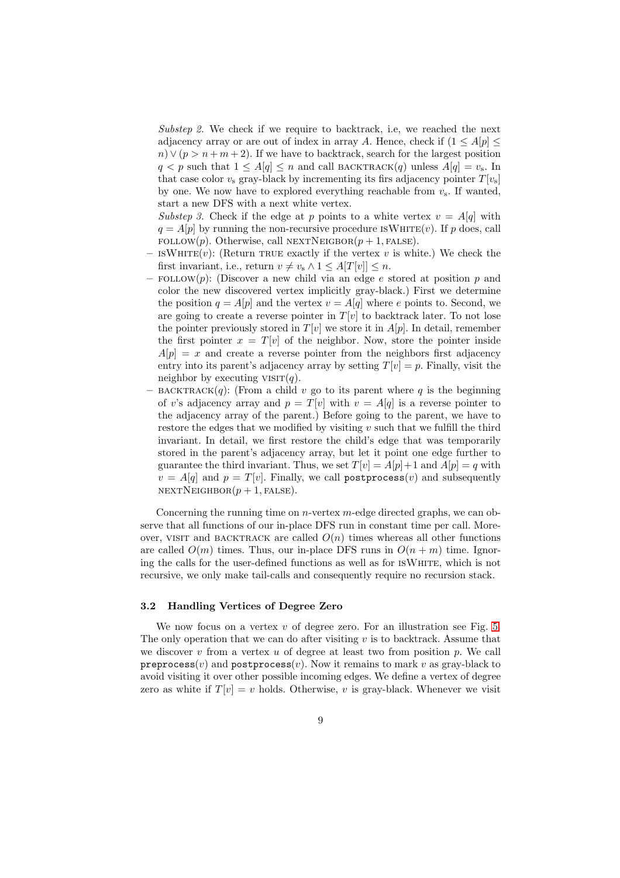*Substep 2.* We check if we require to backtrack, i.e, we reached the next adjacency array or are out of index in array $A$. Hence, check if $(1 \leq A[p] \leq n) \vee (p > n+m+2)$. If we have to backtrack, search for the largest position $q < p$ such that $1 \leq A[q] \leq n$ and call BACKTRACK($q$) unless $A[q] = v_\mathrm{s}$. In that case color $v_\mathrm{s}$ gray-black by incrementing its firs adjacency pointer $T[v_\mathrm{s}]$ by one. We now have to explored everything reachable from $v_\mathrm{s}$. If wanted, start a new DFS with a next white vertex.

*Substep 3.* Check if the edge at $p$ points to a white vertex $v = A[q]$ with $q = A[p]$ by running the non-recursive procedure ISWHITE($v$). If $p$ does, call FOLLOW($p$). Otherwise, call NEXTNEIGBOR($p+1$, FALSE).

- ISWHITE($v$): (Return TRUE exactly if the vertex $v$ is white.) We check the first invariant, i.e., return $v \neq v_\mathrm{s} \wedge 1 \leq A[T[v]] \leq n$.
- FOLLOW($p$): (Discover a new child via an edge $e$ stored at position $p$ and color the new discovered vertex implicitly gray-black.) First we determine the position $q = A[p]$ and the vertex $v = A[q]$ where $e$ points to. Second, we are going to create a reverse pointer in $T[v]$ to backtrack later. To not lose the pointer previously stored in $T[v]$ we store it in $A[p]$. In detail, remember the first pointer $x = T[v]$ of the neighbor. Now, store the pointer inside $A[p] = x$ and create a reverse pointer from the neighbors first adjacency entry into its parent's adjacency array by setting $T[v] = p$. Finally, visit the neighbor by executing VISIT($q$).
- BACKTRACK($q$): (From a child $v$ go to its parent where $q$ is the beginning of $v$'s adjacency array and $p = T[v]$ with $v = A[q]$ is a reverse pointer to the adjacency array of the parent.) Before going to the parent, we have to restore the edges that we modified by visiting $v$ such that we fulfill the third invariant. In detail, we first restore the child's edge that was temporarily stored in the parent's adjacency array, but let it point one edge further to guarantee the third invariant. Thus, we set $T[v] = A[p]+1$ and $A[p] = q$ with $v = A[q]$ and $p = T[v]$. Finally, we call `postprocess`($v$) and subsequently NEXTNEIGHBOR($p+1$, FALSE).

Concerning the running time on $n$-vertex $m$-edge directed graphs, we can observe that all functions of our in-place DFS run in constant time per call. Moreover, VISIT and BACKTRACK are called $O(n)$ times whereas all other functions are called $O(m)$ times. Thus, our in-place DFS runs in $O(n+m)$ time. Ignoring the calls for the user-defined functions as well as for ISWHITE, which is not recursive, we only make tail-calls and consequently require no recursion stack.

### 3.2 Handling Vertices of Degree Zero

We now focus on a vertex $v$ of degree zero. For an illustration see Fig. 5. The only operation that we can do after visiting $v$ is to backtrack. Assume that we discover $v$ from a vertex $u$ of degree at least two from position $p$. We call `preprocess`($v$) and `postprocess`($v$). Now it remains to mark $v$ as gray-black to avoid visiting it over other possible incoming edges. We define a vertex of degree zero as white if $T[v] = v$ holds. Otherwise, $v$ is gray-black. Whenever we visit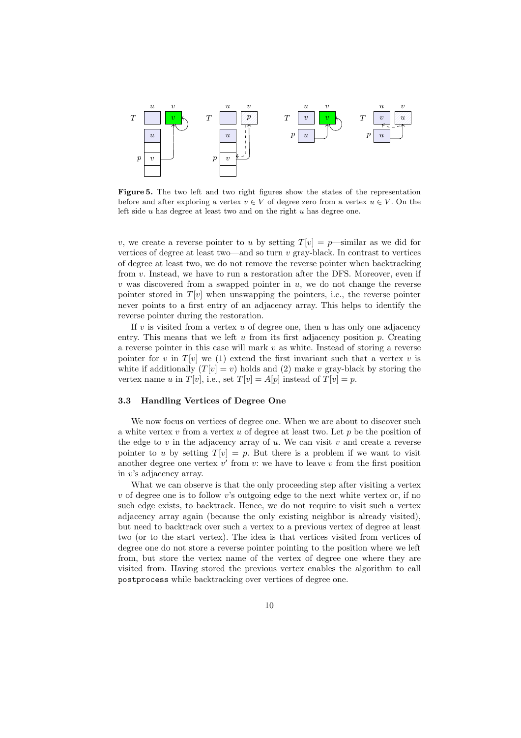**Figure 5.** The two left and two right figures show the states of the representation before and after exploring a vertex $v \in V$ of degree zero from a vertex $u \in V$. On the left side $u$ has degree at least two and on the right $u$ has degree one.

$v$, we create a reverse pointer to $u$ by setting $T[v] = p$—similar as we did for vertices of degree at least two—and so turn $v$ gray-black. In contrast to vertices of degree at least two, we do not remove the reverse pointer when backtracking from $v$. Instead, we have to run a restoration after the DFS. Moreover, even if $v$ was discovered from a swapped pointer in $u$, we do not change the reverse pointer stored in $T[v]$ when unswapping the pointers, i.e., the reverse pointer never points to a first entry of an adjacency array. This helps to identify the reverse pointer during the restoration.

If $v$ is visited from a vertex $u$ of degree one, then $u$ has only one adjacency entry. This means that we left $u$ from its first adjacency position $p$. Creating a reverse pointer in this case will mark $v$ as white. Instead of storing a reverse pointer for $v$ in $T[v]$ we (1) extend the first invariant such that a vertex $v$ is white if additionally $(T[v] = v)$ holds and (2) make $v$ gray-black by storing the vertex name $u$ in $T[v]$, i.e., set $T[v] = A[p]$ instead of $T[v] = p$.

### 3.3 Handling Vertices of Degree One

We now focus on vertices of degree one. When we are about to discover such a white vertex $v$ from a vertex $u$ of degree at least two. Let $p$ be the position of the edge to $v$ in the adjacency array of $u$. We can visit $v$ and create a reverse pointer to $u$ by setting $T[v] = p$. But there is a problem if we want to visit another degree one vertex $v'$ from $v$: we have to leave $v$ from the first position in $v$'s adjacency array.

What we can observe is that the only proceeding step after visiting a vertex $v$ of degree one is to follow $v$'s outgoing edge to the next white vertex or, if no such edge exists, to backtrack. Hence, we do not require to visit such a vertex adjacency array again (because the only existing neighbor is already visited), but need to backtrack over such a vertex to a previous vertex of degree at least two (or to the start vertex). The idea is that vertices visited from vertices of degree one do not store a reverse pointer pointing to the position where we left from, but store the vertex name of the vertex of degree one where they are visited from. Having stored the previous vertex enables the algorithm to call `postprocess` while backtracking over vertices of degree one.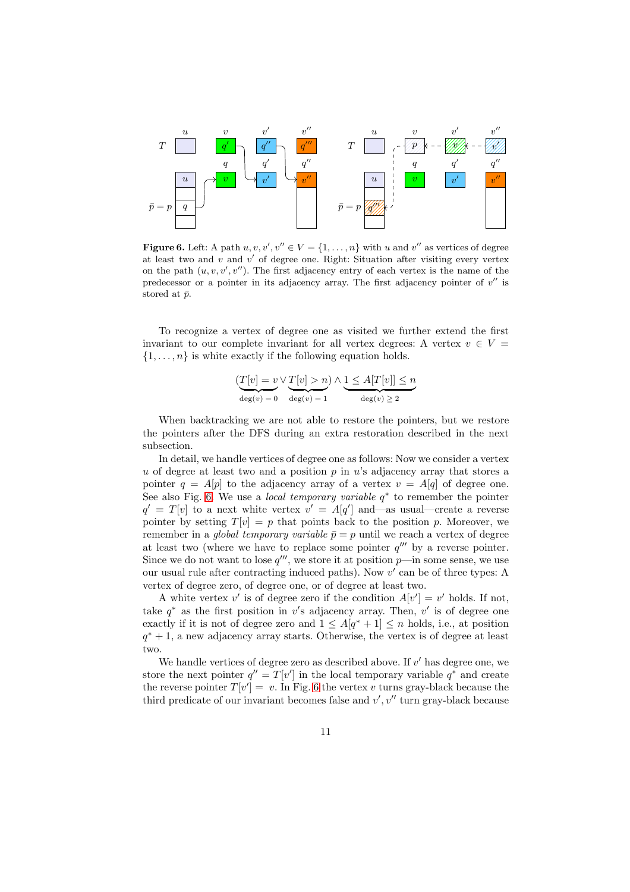**Figure 6.** Left: A path $u, v, v', v'' \in V = \{1, \ldots, n\}$ with $u$ and $v''$ as vertices of degree at least two and $v$ and $v'$ of degree one. Right: Situation after visiting every vertex on the path $(u, v, v', v'')$. The first adjacency entry of each vertex is the name of the predecessor or a pointer in its adjacency array. The first adjacency pointer of $v''$ is stored at $\bar{p}$.

To recognize a vertex of degree one as visited we further extend the first invariant to our complete invariant for all vertex degrees: A vertex $v \in V = \{1, \ldots, n\}$ is white exactly if the following equation holds.

$$(\underbrace{T[v] = v}_{\deg(v)=0} \vee \underbrace{T[v] > n}_{\deg(v)=1}) \wedge \underbrace{1 \le A[T[v]] \le n}_{\deg(v) \ge 2}$$

When backtracking we are not able to restore the pointers, but we restore the pointers after the DFS during an extra restoration described in the next subsection.

In detail, we handle vertices of degree one as follows: Now we consider a vertex $u$ of degree at least two and a position $p$ in $u$'s adjacency array that stores a pointer $q = A[p]$ to the adjacency array of a vertex $v = A[q]$ of degree one. See also Fig. 6. We use a *local temporary variable* $q^*$ to remember the pointer $q' = T[v]$ to a next white vertex $v' = A[q']$ and—as usual—create a reverse pointer by setting $T[v] = p$ that points back to the position $p$. Moreover, we remember in a *global temporary variable* $\bar{p} = p$ until we reach a vertex of degree at least two (where we have to replace some pointer $q'''$ by a reverse pointer. Since we do not want to lose $q'''$, we store it at position $p$—in some sense, we use our usual rule after contracting induced paths). Now $v'$ can be of three types: A vertex of degree zero, of degree one, or of degree at least two.

A white vertex $v'$ is of degree zero if the condition $A[v'] = v'$ holds. If not, take $q^*$ as the first position in $v'$'s adjacency array. Then, $v'$ is of degree one exactly if it is not of degree zero and $1 \le A[q^* + 1] \le n$ holds, i.e., at position $q^* + 1$, a new adjacency array starts. Otherwise, the vertex is of degree at least two.

We handle vertices of degree zero as described above. If $v'$ has degree one, we store the next pointer $q'' = T[v']$ in the local temporary variable $q^*$ and create the reverse pointer $T[v'] = v$. In Fig. 6 the vertex $v$ turns gray-black because the third predicate of our invariant becomes false and $v', v''$ turn gray-black because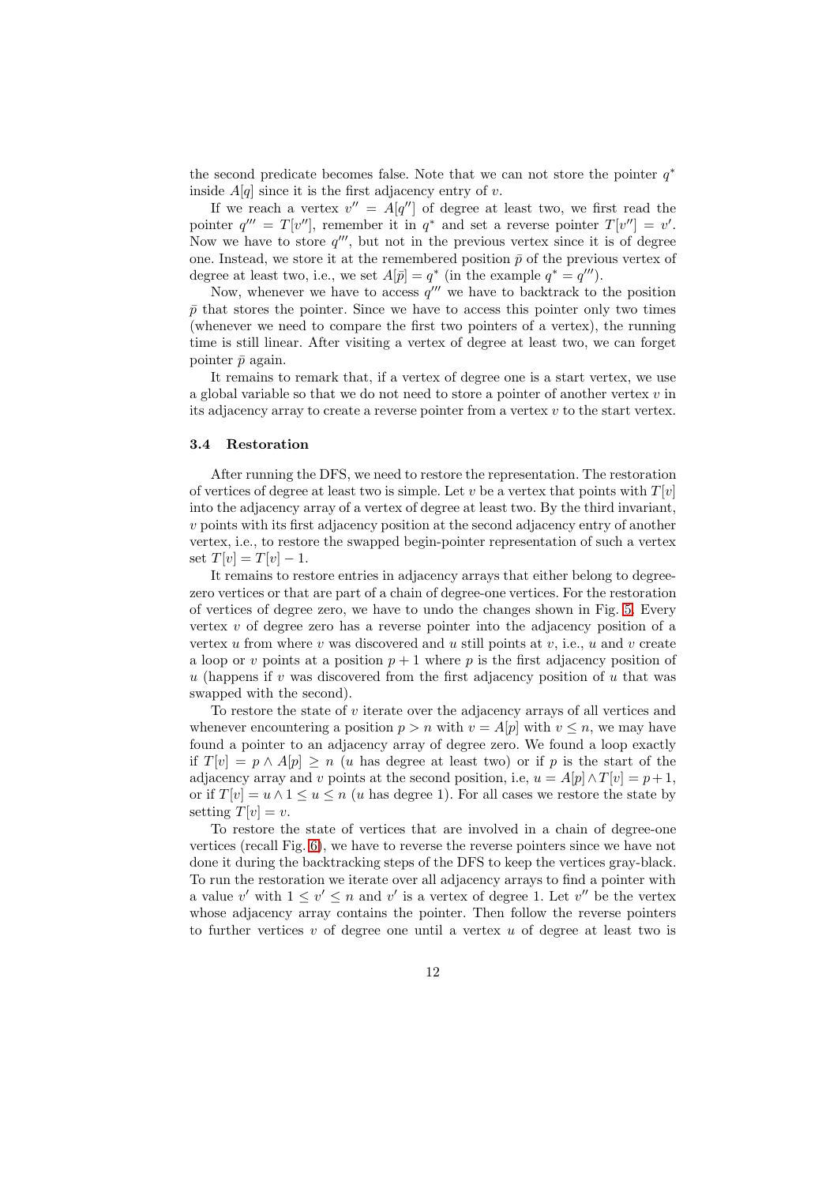the second predicate becomes false. Note that we can not store the pointer $q^*$ inside $A[q]$ since it is the first adjacency entry of $v$.

If we reach a vertex $v'' = A[q'']$ of degree at least two, we first read the pointer $q''' = T[v'']$, remember it in $q^*$ and set a reverse pointer $T[v''] = v'$. Now we have to store $q'''$, but not in the previous vertex since it is of degree one. Instead, we store it at the remembered position $\bar{p}$ of the previous vertex of degree at least two, i.e., we set $A[\bar{p}] = q^*$ (in the example $q^* = q'''$).

Now, whenever we have to access $q'''$ we have to backtrack to the position $\bar{p}$ that stores the pointer. Since we have to access this pointer only two times (whenever we need to compare the first two pointers of a vertex), the running time is still linear. After visiting a vertex of degree at least two, we can forget pointer $\bar{p}$ again.

It remains to remark that, if a vertex of degree one is a start vertex, we use a global variable so that we do not need to store a pointer of another vertex $v$ in its adjacency array to create a reverse pointer from a vertex $v$ to the start vertex.

### 3.4 Restoration

After running the DFS, we need to restore the representation. The restoration of vertices of degree at least two is simple. Let $v$ be a vertex that points with $T[v]$ into the adjacency array of a vertex of degree at least two. By the third invariant, $v$ points with its first adjacency position at the second adjacency entry of another vertex, i.e., to restore the swapped begin-pointer representation of such a vertex set $T[v] = T[v] - 1$.

It remains to restore entries in adjacency arrays that either belong to degree-zero vertices or that are part of a chain of degree-one vertices. For the restoration of vertices of degree zero, we have to undo the changes shown in Fig. 5. Every vertex $v$ of degree zero has a reverse pointer into the adjacency position of a vertex $u$ from where $v$ was discovered and $u$ still points at $v$, i.e., $u$ and $v$ create a loop or $v$ points at a position $p + 1$ where $p$ is the first adjacency position of $u$ (happens if $v$ was discovered from the first adjacency position of $u$ that was swapped with the second).

To restore the state of $v$ iterate over the adjacency arrays of all vertices and whenever encountering a position $p > n$ with $v = A[p]$ with $v \leq n$, we may have found a pointer to an adjacency array of degree zero. We found a loop exactly if $T[v] = p \wedge A[p] \geq n$ ($u$ has degree at least two) or if $p$ is the start of the adjacency array and $v$ points at the second position, i.e, $u = A[p] \wedge T[v] = p+1$, or if $T[v] = u \wedge 1 \leq u \leq n$ ($u$ has degree 1). For all cases we restore the state by setting $T[v] = v$.

To restore the state of vertices that are involved in a chain of degree-one vertices (recall Fig. 6), we have to reverse the reverse pointers since we have not done it during the backtracking steps of the DFS to keep the vertices gray-black. To run the restoration we iterate over all adjacency arrays to find a pointer with a value $v'$ with $1 \leq v' \leq n$ and $v'$ is a vertex of degree 1. Let $v''$ be the vertex whose adjacency array contains the pointer. Then follow the reverse pointers to further vertices $v$ of degree one until a vertex $u$ of degree at least two is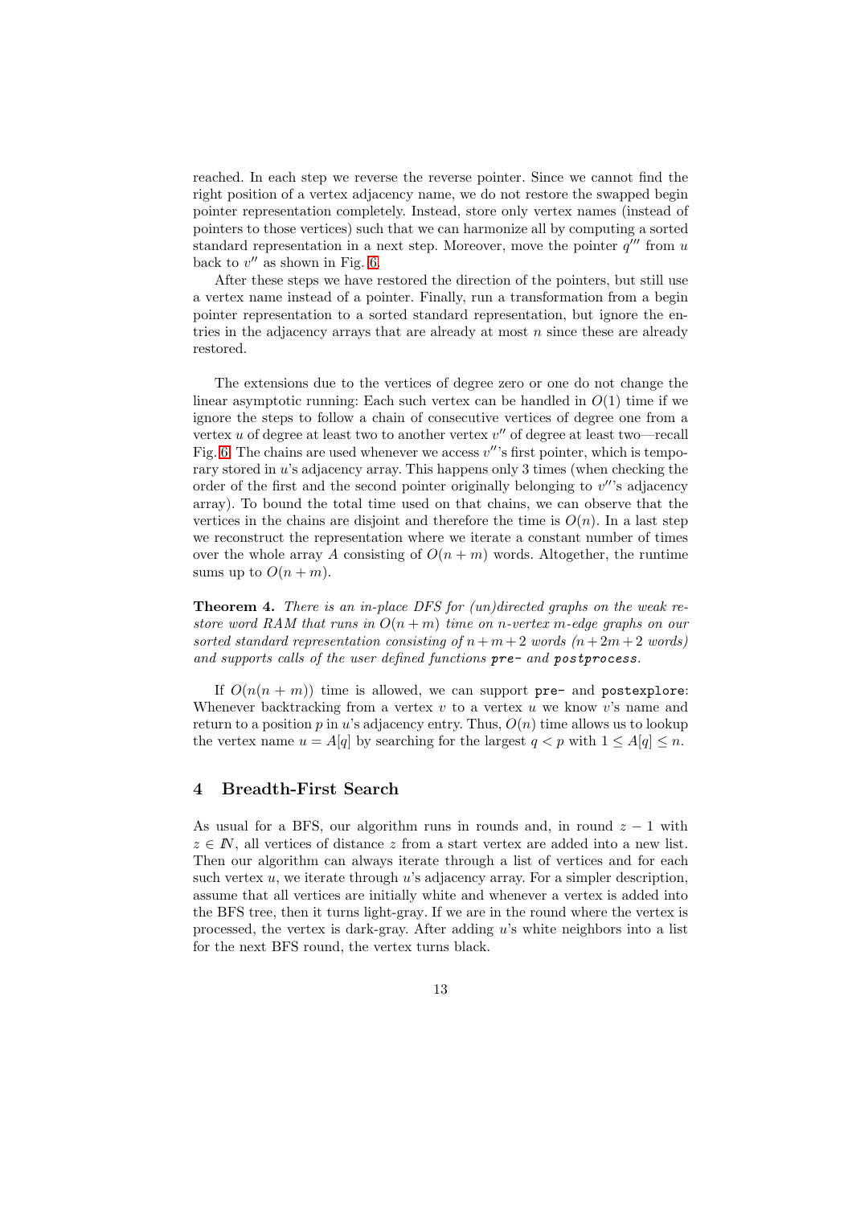reached. In each step we reverse the reverse pointer. Since we cannot find the right position of a vertex adjacency name, we do not restore the swapped begin pointer representation completely. Instead, store only vertex names (instead of pointers to those vertices) such that we can harmonize all by computing a sorted standard representation in a next step. Moreover, move the pointer $q'''$ from $u$ back to $v''$ as shown in Fig. 6.

After these steps we have restored the direction of the pointers, but still use a vertex name instead of a pointer. Finally, run a transformation from a begin pointer representation to a sorted standard representation, but ignore the entries in the adjacency arrays that are already at most $n$ since these are already restored.

The extensions due to the vertices of degree zero or one do not change the linear asymptotic running: Each such vertex can be handled in $O(1)$ time if we ignore the steps to follow a chain of consecutive vertices of degree one from a vertex $u$ of degree at least two to another vertex $v''$ of degree at least two—recall Fig. 6. The chains are used whenever we access $v''$'s first pointer, which is temporary stored in $u$'s adjacency array. This happens only 3 times (when checking the order of the first and the second pointer originally belonging to $v''$'s adjacency array). To bound the total time used on that chains, we can observe that the vertices in the chains are disjoint and therefore the time is $O(n)$. In a last step we reconstruct the representation where we iterate a constant number of times over the whole array $A$ consisting of $O(n + m)$ words. Altogether, the runtime sums up to $O(n + m)$.

**Theorem 4.** *There is an in-place DFS for (un)directed graphs on the weak restore word RAM that runs in $O(n + m)$ time on $n$-vertex $m$-edge graphs on our sorted standard representation consisting of $n + m + 2$ words ($n + 2m + 2$ words) and supports calls of the user defined functions* `pre-` *and* `postprocess`.

If $O(n(n + m))$ time is allowed, we can support `pre-` and `postexplore`: Whenever backtracking from a vertex $v$ to a vertex $u$ we know $v$'s name and return to a position $p$ in $u$'s adjacency entry. Thus, $O(n)$ time allows us to lookup the vertex name $u = A[q]$ by searching for the largest $q < p$ with $1 \leq A[q] \leq n$.

## 4 Breadth-First Search

As usual for a BFS, our algorithm runs in rounds and, in round $z - 1$ with $z \in \mathbb{N}$, all vertices of distance $z$ from a start vertex are added into a new list. Then our algorithm can always iterate through a list of vertices and for each such vertex $u$, we iterate through $u$'s adjacency array. For a simpler description, assume that all vertices are initially white and whenever a vertex is added into the BFS tree, then it turns light-gray. If we are in the round where the vertex is processed, the vertex is dark-gray. After adding $u$'s white neighbors into a list for the next BFS round, the vertex turns black.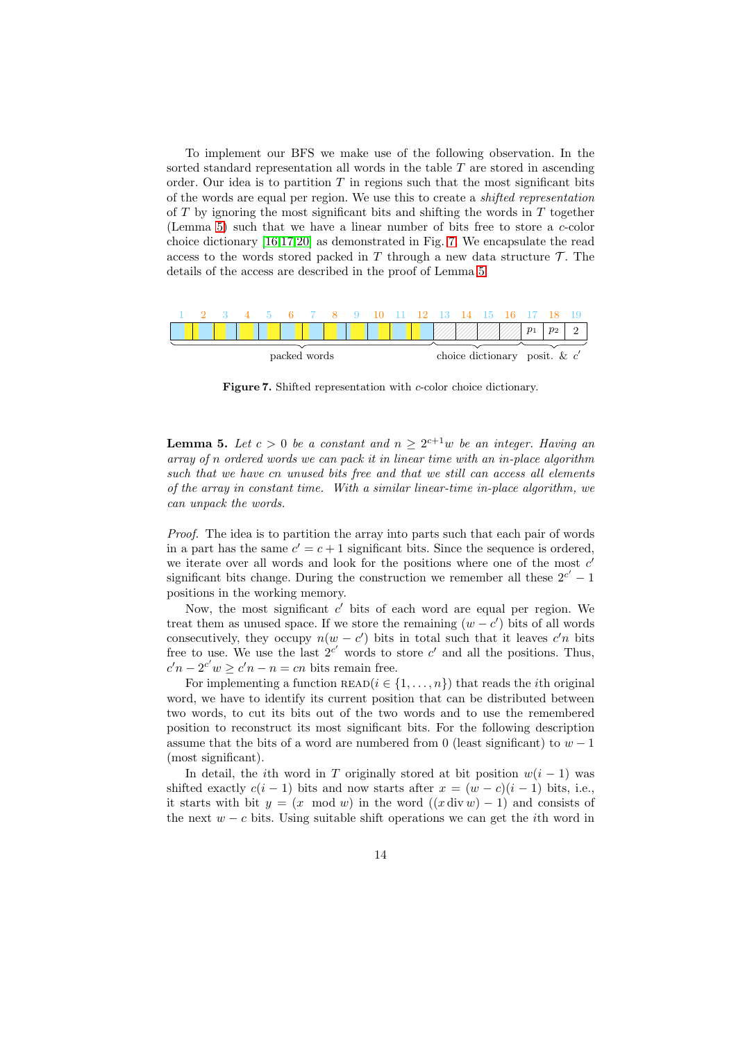To implement our BFS we make use of the following observation. In the sorted standard representation all words in the table $T$ are stored in ascending order. Our idea is to partition $T$ in regions such that the most significant bits of the words are equal per region. We use this to create a *shifted representation* of $T$ by ignoring the most significant bits and shifting the words in $T$ together (Lemma 5) such that we have a linear number of bits free to store a $c$-color choice dictionary [16,17,20] as demonstrated in Fig. 7. We encapsulate the read access to the words stored packed in $T$ through a new data structure $\mathcal{T}$. The details of the access are described in the proof of Lemma 5.

| 1 | 2 | 3 | 4 | 5 | 6 | 7 | 8 | 9 | 10 | 11 | 12 | 13 | 14 | 15 | 16 | 17 | 18 | 19 |
|---|---|---|---|---|---|---|---|---|---|---|---|---|---|---|---|---|---|---|
| | | | | | | | | | | | | | | | | $p_1$ | $p_2$ | 2 |

packed words (1–12) · choice dictionary (13–16) · posit. & $c'$ (17–19)

**Figure 7.** Shifted representation with $c$-color choice dictionary.

**Lemma 5.** *Let $c > 0$ be a constant and $n \geq 2^{c+1}w$ be an integer. Having an array of $n$ ordered words we can pack it in linear time with an in-place algorithm such that we have $cn$ unused bits free and that we still can access all elements of the array in constant time. With a similar linear-time in-place algorithm, we can unpack the words.*

*Proof.* The idea is to partition the array into parts such that each pair of words in a part has the same $c' = c + 1$ significant bits. Since the sequence is ordered, we iterate over all words and look for the positions where one of the most $c'$ significant bits change. During the construction we remember all these $2^{c'} - 1$ positions in the working memory.

Now, the most significant $c'$ bits of each word are equal per region. We treat them as unused space. If we store the remaining $(w - c')$ bits of all words consecutively, they occupy $n(w - c')$ bits in total such that it leaves $c'n$ bits free to use. We use the last $2^{c'}$ words to store $c'$ and all the positions. Thus, $c'n - 2^{c'}w \geq c'n - n = cn$ bits remain free.

For implementing a function READ($i \in \{1, \ldots, n\}$) that reads the $i$th original word, we have to identify its current position that can be distributed between two words, to cut its bits out of the two words and to use the remembered position to reconstruct its most significant bits. For the following description assume that the bits of a word are numbered from 0 (least significant) to $w - 1$ (most significant).

In detail, the $i$th word in $T$ originally stored at bit position $w(i - 1)$ was shifted exactly $c(i - 1)$ bits and now starts after $x = (w - c)(i - 1)$ bits, i.e., it starts with bit $y = (x \mod w)$ in the word $((x \operatorname{div} w) - 1)$ and consists of the next $w - c$ bits. Using suitable shift operations we can get the $i$th word in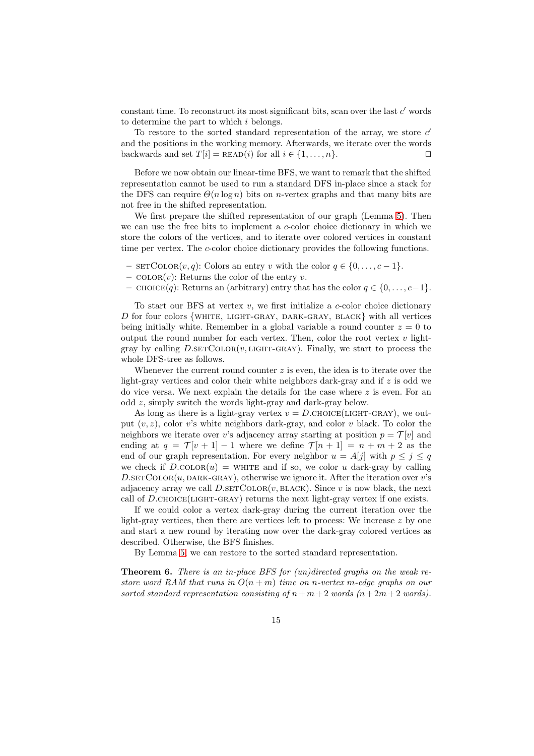constant time. To reconstruct its most significant bits, scan over the last $c'$ words to determine the part to which $i$ belongs.

To restore to the sorted standard representation of the array, we store $c'$ and the positions in the working memory. Afterwards, we iterate over the words backwards and set $T[i] = \text{READ}(i)$ for all $i \in \{1, \ldots, n\}$. $\square$

Before we now obtain our linear-time BFS, we want to remark that the shifted representation cannot be used to run a standard DFS in-place since a stack for the DFS can require $\Theta(n \log n)$ bits on $n$-vertex graphs and that many bits are not free in the shifted representation.

We first prepare the shifted representation of our graph (Lemma 5). Then we can use the free bits to implement a $c$-color choice dictionary in which we store the colors of the vertices, and to iterate over colored vertices in constant time per vertex. The $c$-color choice dictionary provides the following functions.

- $\text{setColor}(v, q)$: Colors an entry $v$ with the color $q \in \{0, \ldots, c-1\}$.
- $\text{color}(v)$: Returns the color of the entry $v$.
- $\text{choice}(q)$: Returns an (arbitrary) entry that has the color $q \in \{0, \ldots, c-1\}$.

To start our BFS at vertex $v$, we first initialize a $c$-color choice dictionary $D$ for four colors {WHITE, LIGHT-GRAY, DARK-GRAY, BLACK} with all vertices being initially white. Remember in a global variable a round counter $z = 0$ to output the round number for each vertex. Then, color the root vertex $v$ light-gray by calling $D.\text{setColor}(v, \text{LIGHT-GRAY})$. Finally, we start to process the whole DFS-tree as follows.

Whenever the current round counter $z$ is even, the idea is to iterate over the light-gray vertices and color their white neighbors dark-gray and if $z$ is odd we do vice versa. We next explain the details for the case where $z$ is even. For an odd $z$, simply switch the words light-gray and dark-gray below.

As long as there is a light-gray vertex $v = D.\text{choice}(\text{LIGHT-GRAY})$, we output $(v, z)$, color $v$'s white neighbors dark-gray, and color $v$ black. To color the neighbors we iterate over $v$'s adjacency array starting at position $p = \mathcal{T}[v]$ and ending at $q = \mathcal{T}[v+1] - 1$ where we define $\mathcal{T}[n+1] = n + m + 2$ as the end of our graph representation. For every neighbor $u = A[j]$ with $p \leq j \leq q$ we check if $D.\text{color}(u) = \text{WHITE}$ and if so, we color $u$ dark-gray by calling $D.\text{setColor}(u, \text{DARK-GRAY})$, otherwise we ignore it. After the iteration over $v$'s adjacency array we call $D.\text{setColor}(v, \text{BLACK})$. Since $v$ is now black, the next call of $D.\text{choice}(\text{LIGHT-GRAY})$ returns the next light-gray vertex if one exists.

If we could color a vertex dark-gray during the current iteration over the light-gray vertices, then there are vertices left to process: We increase $z$ by one and start a new round by iterating now over the dark-gray colored vertices as described. Otherwise, the BFS finishes.

By Lemma 5, we can restore to the sorted standard representation.

**Theorem 6.** *There is an in-place BFS for (un)directed graphs on the weak restore word RAM that runs in $O(n + m)$ time on $n$-vertex $m$-edge graphs on our sorted standard representation consisting of $n + m + 2$ words ($n + 2m + 2$ words).*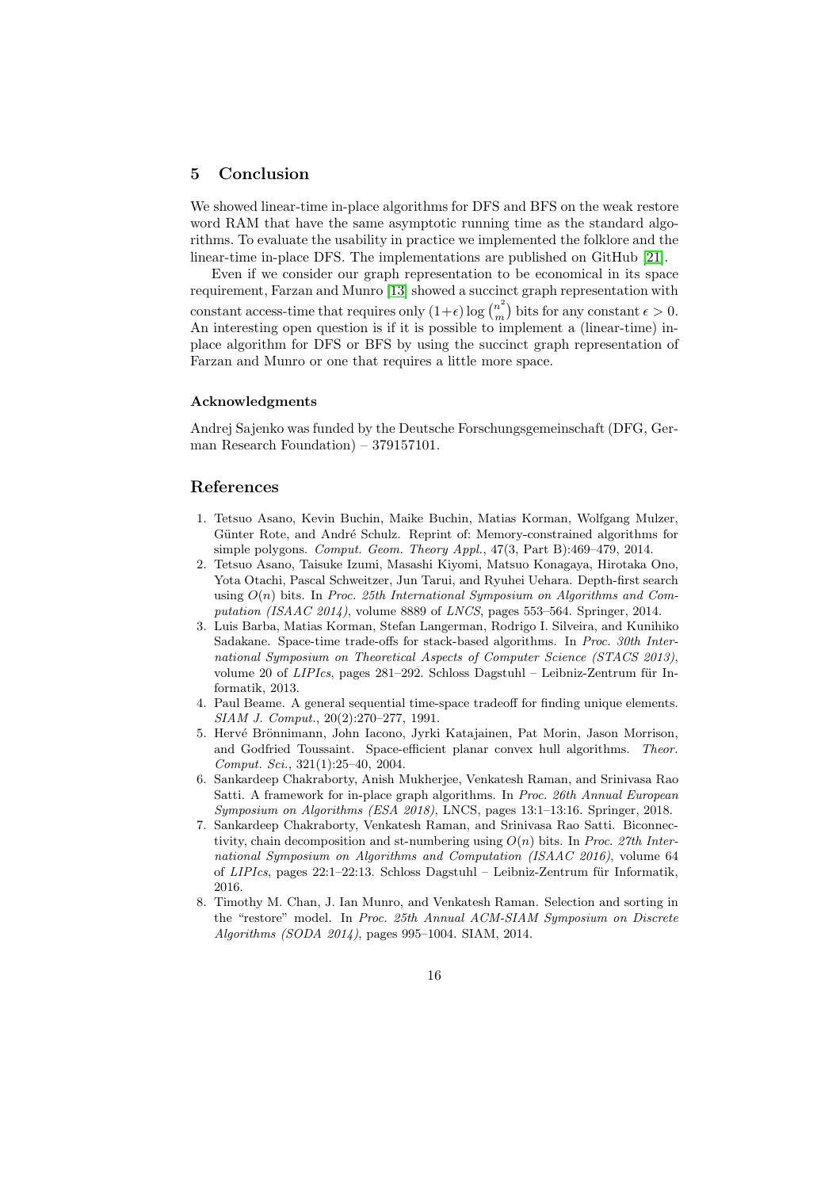## 5 Conclusion

We showed linear-time in-place algorithms for DFS and BFS on the weak restore word RAM that have the same asymptotic running time as the standard algorithms. To evaluate the usability in practice we implemented the folklore and the linear-time in-place DFS. The implementations are published on GitHub [21].

Even if we consider our graph representation to be economical in its space requirement, Farzan and Munro [13] showed a succinct graph representation with constant access-time that requires only $(1+\epsilon)\log\binom{n^2}{m}$ bits for any constant $\epsilon > 0$. An interesting open question is if it is possible to implement a (linear-time) in-place algorithm for DFS or BFS by using the succinct graph representation of Farzan and Munro or one that requires a little more space.

### Acknowledgments

Andrej Sajenko was funded by the Deutsche Forschungsgemeinschaft (DFG, German Research Foundation) – 379157101.

## References

1. Tetsuo Asano, Kevin Buchin, Maike Buchin, Matias Korman, Wolfgang Mulzer, Günter Rote, and André Schulz. Reprint of: Memory-constrained algorithms for simple polygons. *Comput. Geom. Theory Appl.*, 47(3, Part B):469–479, 2014.
2. Tetsuo Asano, Taisuke Izumi, Masashi Kiyomi, Matsuo Konagaya, Hirotaka Ono, Yota Otachi, Pascal Schweitzer, Jun Tarui, and Ryuhei Uehara. Depth-first search using $O(n)$ bits. In *Proc. 25th International Symposium on Algorithms and Computation (ISAAC 2014)*, volume 8889 of *LNCS*, pages 553–564. Springer, 2014.
3. Luis Barba, Matias Korman, Stefan Langerman, Rodrigo I. Silveira, and Kunihiko Sadakane. Space-time trade-offs for stack-based algorithms. In *Proc. 30th International Symposium on Theoretical Aspects of Computer Science (STACS 2013)*, volume 20 of *LIPIcs*, pages 281–292. Schloss Dagstuhl – Leibniz-Zentrum für Informatik, 2013.
4. Paul Beame. A general sequential time-space tradeoff for finding unique elements. *SIAM J. Comput.*, 20(2):270–277, 1991.
5. Hervé Brönnimann, John Iacono, Jyrki Katajainen, Pat Morin, Jason Morrison, and Godfried Toussaint. Space-efficient planar convex hull algorithms. *Theor. Comput. Sci.*, 321(1):25–40, 2004.
6. Sankardeep Chakraborty, Anish Mukherjee, Venkatesh Raman, and Srinivasa Rao Satti. A framework for in-place graph algorithms. In *Proc. 26th Annual European Symposium on Algorithms (ESA 2018)*, LNCS, pages 13:1–13:16. Springer, 2018.
7. Sankardeep Chakraborty, Venkatesh Raman, and Srinivasa Rao Satti. Biconnectivity, chain decomposition and st-numbering using $O(n)$ bits. In *Proc. 27th International Symposium on Algorithms and Computation (ISAAC 2016)*, volume 64 of *LIPIcs*, pages 22:1–22:13. Schloss Dagstuhl – Leibniz-Zentrum für Informatik, 2016.
8. Timothy M. Chan, J. Ian Munro, and Venkatesh Raman. Selection and sorting in the "restore" model. In *Proc. 25th Annual ACM-SIAM Symposium on Discrete Algorithms (SODA 2014)*, pages 995–1004. SIAM, 2014.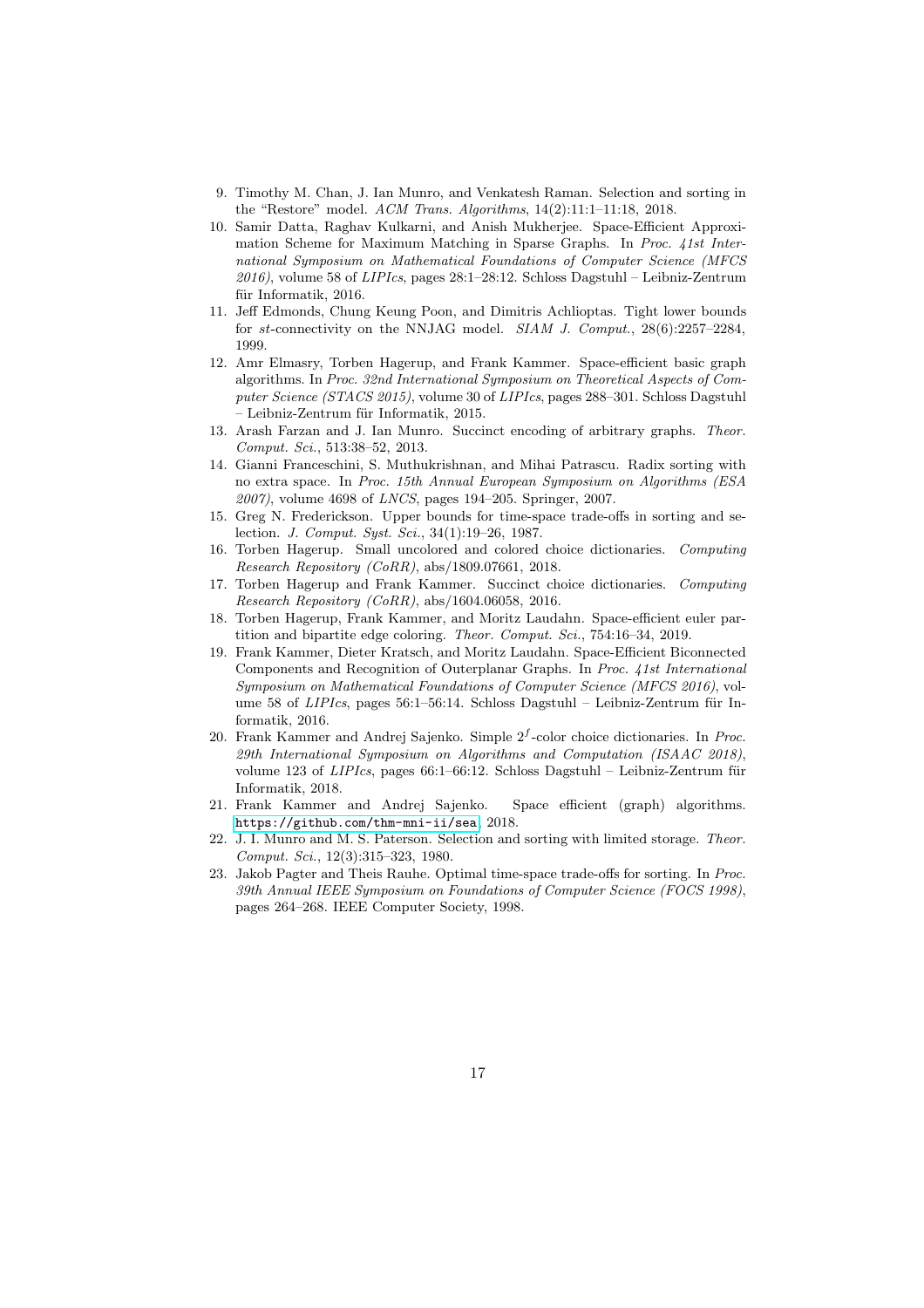9. Timothy M. Chan, J. Ian Munro, and Venkatesh Raman. Selection and sorting in the "Restore" model. *ACM Trans. Algorithms*, 14(2):11:1–11:18, 2018.
10. Samir Datta, Raghav Kulkarni, and Anish Mukherjee. Space-Efficient Approximation Scheme for Maximum Matching in Sparse Graphs. In *Proc. 41st International Symposium on Mathematical Foundations of Computer Science (MFCS 2016)*, volume 58 of *LIPIcs*, pages 28:1–28:12. Schloss Dagstuhl – Leibniz-Zentrum für Informatik, 2016.
11. Jeff Edmonds, Chung Keung Poon, and Dimitris Achlioptas. Tight lower bounds for *st*-connectivity on the NNJAG model. *SIAM J. Comput.*, 28(6):2257–2284, 1999.
12. Amr Elmasry, Torben Hagerup, and Frank Kammer. Space-efficient basic graph algorithms. In *Proc. 32nd International Symposium on Theoretical Aspects of Computer Science (STACS 2015)*, volume 30 of *LIPIcs*, pages 288–301. Schloss Dagstuhl – Leibniz-Zentrum für Informatik, 2015.
13. Arash Farzan and J. Ian Munro. Succinct encoding of arbitrary graphs. *Theor. Comput. Sci.*, 513:38–52, 2013.
14. Gianni Franceschini, S. Muthukrishnan, and Mihai Patrascu. Radix sorting with no extra space. In *Proc. 15th Annual European Symposium on Algorithms (ESA 2007)*, volume 4698 of *LNCS*, pages 194–205. Springer, 2007.
15. Greg N. Frederickson. Upper bounds for time-space trade-offs in sorting and selection. *J. Comput. Syst. Sci.*, 34(1):19–26, 1987.
16. Torben Hagerup. Small uncolored and colored choice dictionaries. *Computing Research Repository (CoRR)*, abs/1809.07661, 2018.
17. Torben Hagerup and Frank Kammer. Succinct choice dictionaries. *Computing Research Repository (CoRR)*, abs/1604.06058, 2016.
18. Torben Hagerup, Frank Kammer, and Moritz Laudahn. Space-efficient euler partition and bipartite edge coloring. *Theor. Comput. Sci.*, 754:16–34, 2019.
19. Frank Kammer, Dieter Kratsch, and Moritz Laudahn. Space-Efficient Biconnected Components and Recognition of Outerplanar Graphs. In *Proc. 41st International Symposium on Mathematical Foundations of Computer Science (MFCS 2016)*, volume 58 of *LIPIcs*, pages 56:1–56:14. Schloss Dagstuhl – Leibniz-Zentrum für Informatik, 2016.
20. Frank Kammer and Andrej Sajenko. Simple $2^f$-color choice dictionaries. In *Proc. 29th International Symposium on Algorithms and Computation (ISAAC 2018)*, volume 123 of *LIPIcs*, pages 66:1–66:12. Schloss Dagstuhl – Leibniz-Zentrum für Informatik, 2018.
21. Frank Kammer and Andrej Sajenko. Space efficient (graph) algorithms. `https://github.com/thm-mni-ii/sea`, 2018.
22. J. I. Munro and M. S. Paterson. Selection and sorting with limited storage. *Theor. Comput. Sci.*, 12(3):315–323, 1980.
23. Jakob Pagter and Theis Rauhe. Optimal time-space trade-offs for sorting. In *Proc. 39th Annual IEEE Symposium on Foundations of Computer Science (FOCS 1998)*, pages 264–268. IEEE Computer Society, 1998.